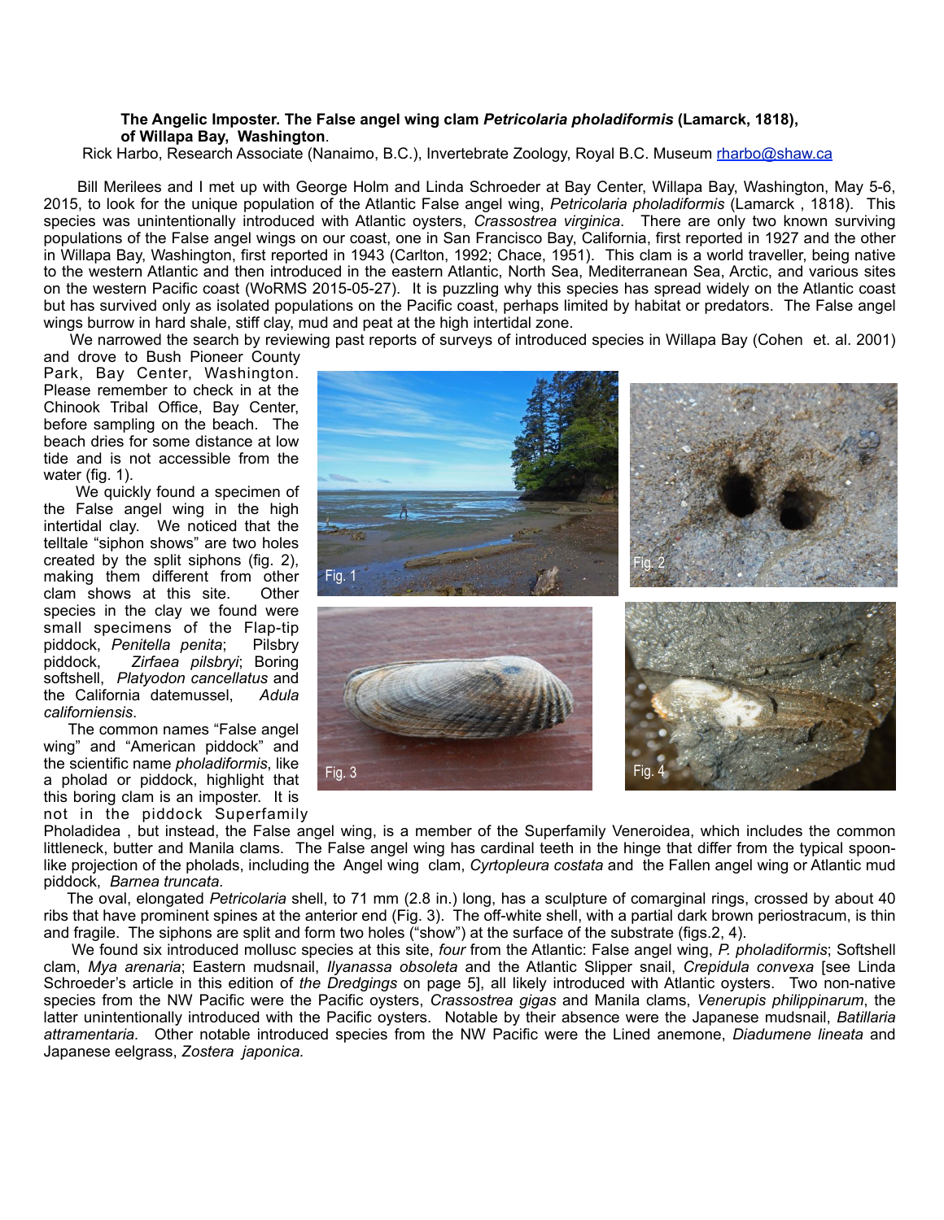**The Angelic Imposter. The False angel wing clam *Petricolaria pholadiformis* (Lamarck, 1818), of Willapa Bay, Washington**.

Rick Harbo, Research Associate (Nanaimo, B.C.), Invertebrate Zoology, Royal B.C. Museum rharbo@shaw.ca

Bill Merilees and I met up with George Holm and Linda Schroeder at Bay Center, Willapa Bay, Washington, May 5-6, 2015, to look for the unique population of the Atlantic False angel wing, *Petricolaria pholadiformis* (Lamarck , 1818). This species was unintentionally introduced with Atlantic oysters, *Crassostrea virginica*. There are only two known surviving populations of the False angel wings on our coast, one in San Francisco Bay, California, first reported in 1927 and the other in Willapa Bay, Washington, first reported in 1943 (Carlton, 1992; Chace, 1951). This clam is a world traveller, being native to the western Atlantic and then introduced in the eastern Atlantic, North Sea, Mediterranean Sea, Arctic, and various sites on the western Pacific coast (WoRMS 2015-05-27). It is puzzling why this species has spread widely on the Atlantic coast but has survived only as isolated populations on the Pacific coast, perhaps limited by habitat or predators. The False angel wings burrow in hard shale, stiff clay, mud and peat at the high intertidal zone.

We narrowed the search by reviewing past reports of surveys of introduced species in Willapa Bay (Cohen et. al. 2001) and drove to Bush Pioneer County Park, Bay Center, Washington. Please remember to check in at the Chinook Tribal Office, Bay Center, before sampling on the beach. The beach dries for some distance at low tide and is not accessible from the water (fig. 1).

We quickly found a specimen of the False angel wing in the high intertidal clay. We noticed that the telltale "siphon shows" are two holes created by the split siphons (fig. 2), making them different from other clam shows at this site. Other species in the clay we found were small specimens of the Flap-tip piddock, *Penitella penita*; Pilsbry piddock, *Zirfaea pilsbryi*; Boring softshell, *Platyodon cancellatus* and the California datemussel, *Adula californiensis*.

Fig. 1

Fig. 2

Fig. 3

Fig. 4

The common names "False angel wing" and "American piddock" and the scientific name *pholadiformis*, like a pholad or piddock, highlight that this boring clam is an imposter. It is not in the piddock Superfamily Pholadidea , but instead, the False angel wing, is a member of the Superfamily Veneroidea, which includes the common littleneck, butter and Manila clams. The False angel wing has cardinal teeth in the hinge that differ from the typical spoon-like projection of the pholads, including the Angel wing clam, *Cyrtopleura costata* and the Fallen angel wing or Atlantic mud piddock, *Barnea truncata.*

The oval, elongated *Petricolaria* shell, to 71 mm (2.8 in.) long, has a sculpture of comarginal rings, crossed by about 40 ribs that have prominent spines at the anterior end (Fig. 3). The off-white shell, with a partial dark brown periostracum, is thin and fragile. The siphons are split and form two holes ("show") at the surface of the substrate (figs.2, 4).

We found six introduced mollusc species at this site, *four* from the Atlantic: False angel wing, *P. pholadiformis*; Softshell clam, *Mya arenaria*; Eastern mudsnail, *Ilyanassa obsoleta* and the Atlantic Slipper snail, *Crepidula convexa* [see Linda Schroeder's article in this edition of *the Dredgings* on page 5], all likely introduced with Atlantic oysters. Two non-native species from the NW Pacific were the Pacific oysters, *Crassostrea gigas* and Manila clams, *Venerupis philippinarum*, the latter unintentionally introduced with the Pacific oysters. Notable by their absence were the Japanese mudsnail, *Batillaria attramentaria.* Other notable introduced species from the NW Pacific were the Lined anemone, *Diadumene lineata* and Japanese eelgrass, *Zostera japonica.*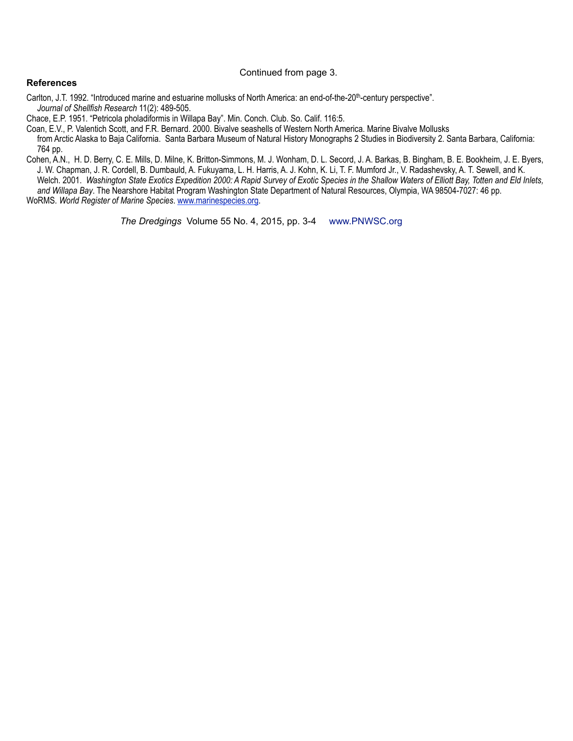Continued from page 3.

**References**

Carlton, J.T. 1992. "Introduced marine and estuarine mollusks of North America: an end-of-the-20th-century perspective". *Journal of Shellfish Research* 11(2): 489-505.

Chace, E.P. 1951. "Petricola pholadiformis in Willapa Bay". Min. Conch. Club. So. Calif. 116:5.

Coan, E.V., P. Valentich Scott, and F.R. Bernard. 2000. Bivalve seashells of Western North America. Marine Bivalve Mollusks from Arctic Alaska to Baja California. Santa Barbara Museum of Natural History Monographs 2 Studies in Biodiversity 2. Santa Barbara, California: 764 pp.

Cohen, A.N., H. D. Berry, C. E. Mills, D. Milne, K. Britton-Simmons, M. J. Wonham, D. L. Secord, J. A. Barkas, B. Bingham, B. E. Bookheim, J. E. Byers, J. W. Chapman, J. R. Cordell, B. Dumbauld, A. Fukuyama, L. H. Harris, A. J. Kohn, K. Li, T. F. Mumford Jr., V. Radashevsky, A. T. Sewell, and K. Welch. 2001. *Washington State Exotics Expedition 2000: A Rapid Survey of Exotic Species in the Shallow Waters of Elliott Bay, Totten and Eld Inlets, and Willapa Bay*. The Nearshore Habitat Program Washington State Department of Natural Resources, Olympia, WA 98504-7027: 46 pp.

WoRMS. *World Register of Marine Species*. www.marinespecies.org.